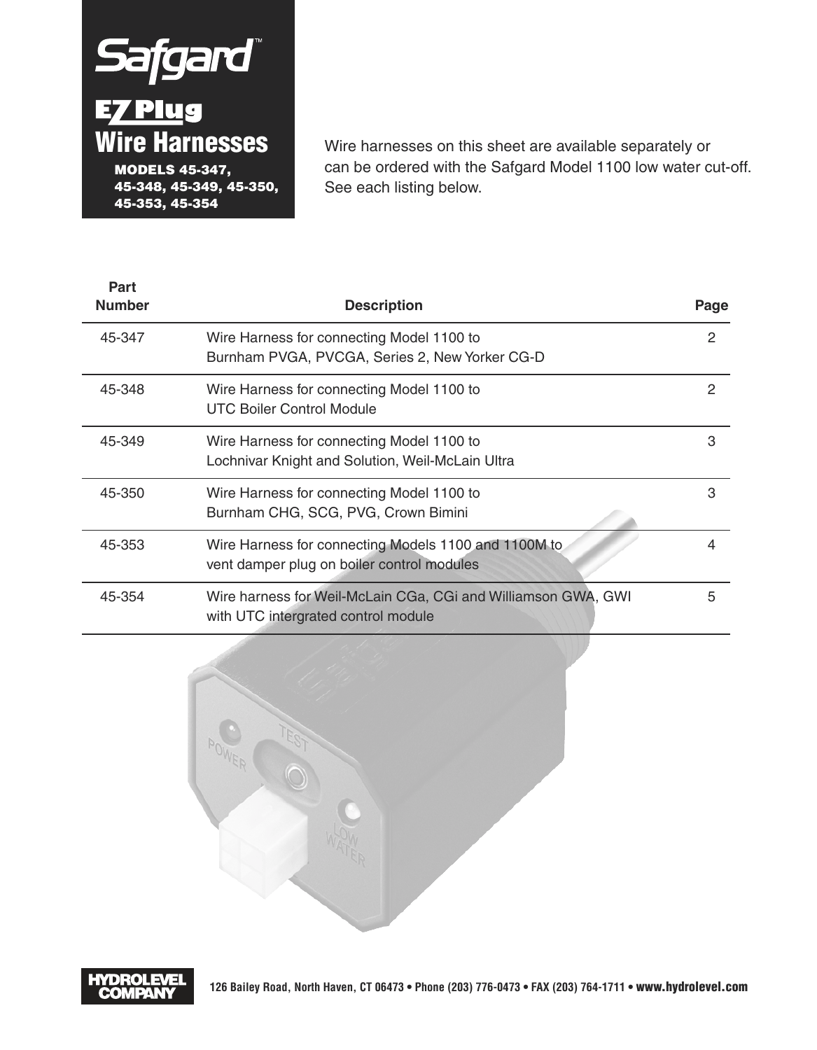# Safgard™

## EZ Plug Wire Harnesses

**MODELS 45-347, 45-348, 45-349, 45-350, 45-353, 45-354**

Wire harnesses on this sheet are available separately or can be ordered with the Safgard Model 1100 low water cut-off. See each listing below.

| Part Number | Description | Page |
|---|---|---|
| 45-347 | Wire Harness for connecting Model 1100 to Burnham PVGA, PVCGA, Series 2, New Yorker CG-D | 2 |
| 45-348 | Wire Harness for connecting Model 1100 to UTC Boiler Control Module | 2 |
| 45-349 | Wire Harness for connecting Model 1100 to Lochnivar Knight and Solution, Weil-McLain Ultra | 3 |
| 45-350 | Wire Harness for connecting Model 1100 to Burnham CHG, SCG, PVG, Crown Bimini | 3 |
| 45-353 | Wire Harness for connecting Models 1100 and 1100M to vent damper plug on boiler control modules | 4 |
| 45-354 | Wire harness for Weil-McLain CGa, CGi and Williamson GWA, GWI with UTC intergrated control module | 5 |

**HYDROLEVEL COMPANY**

126 Bailey Road, North Haven, CT 06473 • Phone (203) 776-0473 • FAX (203) 764-1711 • **www.hydrolevel.com**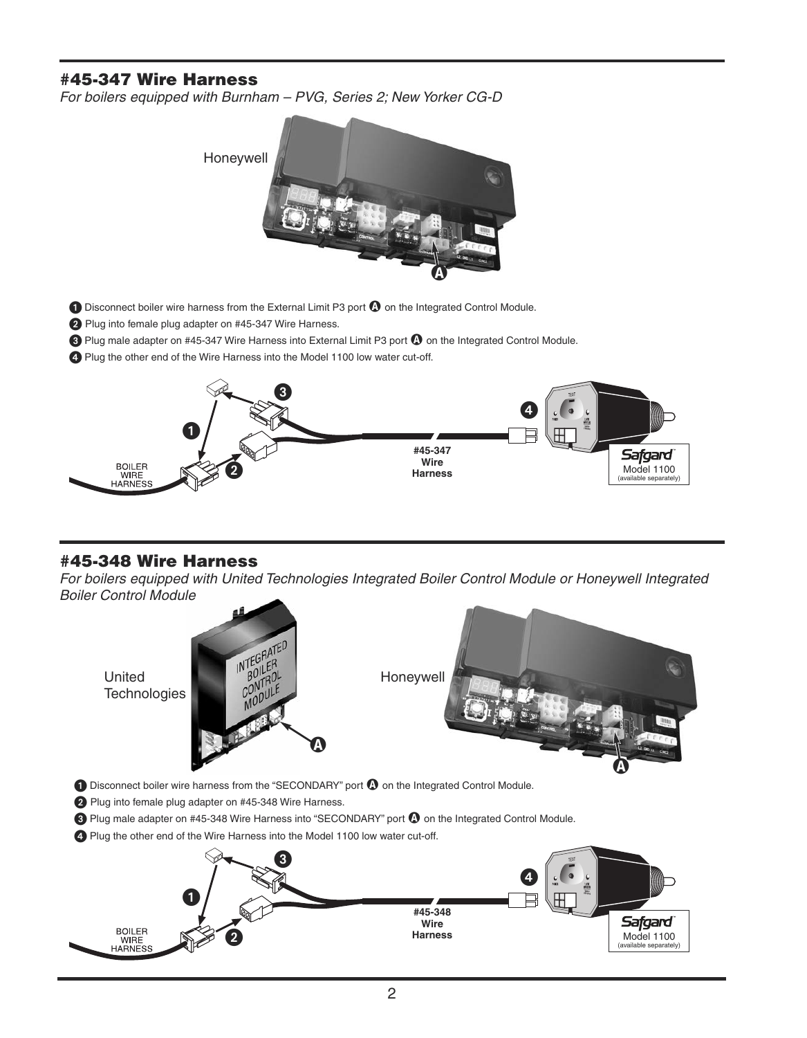## #45-347 Wire Harness

*For boilers equipped with Burnham – PVG, Series 2; New Yorker CG-D*

1. Disconnect boiler wire harness from the External Limit P3 port A on the Integrated Control Module.
2. Plug into female plug adapter on #45-347 Wire Harness.
3. Plug male adapter on #45-347 Wire Harness into External Limit P3 port A on the Integrated Control Module.
4. Plug the other end of the Wire Harness into the Model 1100 low water cut-off.

## #45-348 Wire Harness

*For boilers equipped with United Technologies Integrated Boiler Control Module or Honeywell Integrated Boiler Control Module*

1. Disconnect boiler wire harness from the "SECONDARY" port A on the Integrated Control Module.
2. Plug into female plug adapter on #45-348 Wire Harness.
3. Plug male adapter on #45-348 Wire Harness into "SECONDARY" port A on the Integrated Control Module.
4. Plug the other end of the Wire Harness into the Model 1100 low water cut-off.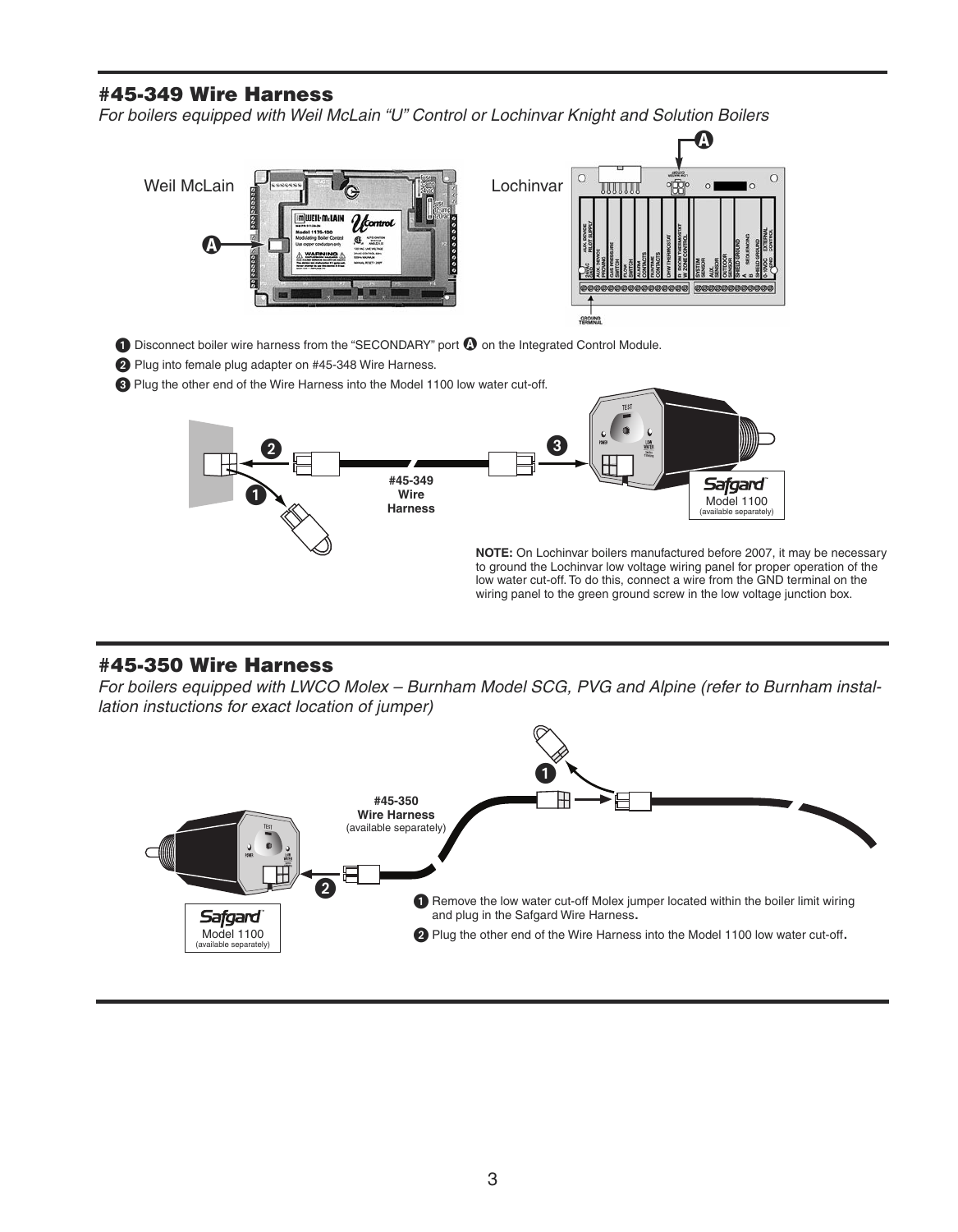## #45-349 Wire Harness

*For boilers equipped with Weil McLain "U" Control or Lochinvar Knight and Solution Boilers*

Weil McLain

Lochinvar

1. Disconnect boiler wire harness from the "SECONDARY" port **A** on the Integrated Control Module.
2. Plug into female plug adapter on #45-348 Wire Harness.
3. Plug the other end of the Wire Harness into the Model 1100 low water cut-off.

**#45-349 Wire Harness**

Safgard Model 1100 (available separately)

**NOTE:** On Lochinvar boilers manufactured before 2007, it may be necessary to ground the Lochinvar low voltage wiring panel for proper operation of the low water cut-off. To do this, connect a wire from the GND terminal on the wiring panel to the green ground screw in the low voltage junction box.

## #45-350 Wire Harness

*For boilers equipped with LWCO Molex – Burnham Model SCG, PVG and Alpine (refer to Burnham installation instuctions for exact location of jumper)*

**#45-350 Wire Harness** (available separately)

Safgard Model 1100 (available separately)

1. Remove the low water cut-off Molex jumper located within the boiler limit wiring and plug in the Safgard Wire Harness.
2. Plug the other end of the Wire Harness into the Model 1100 low water cut-off.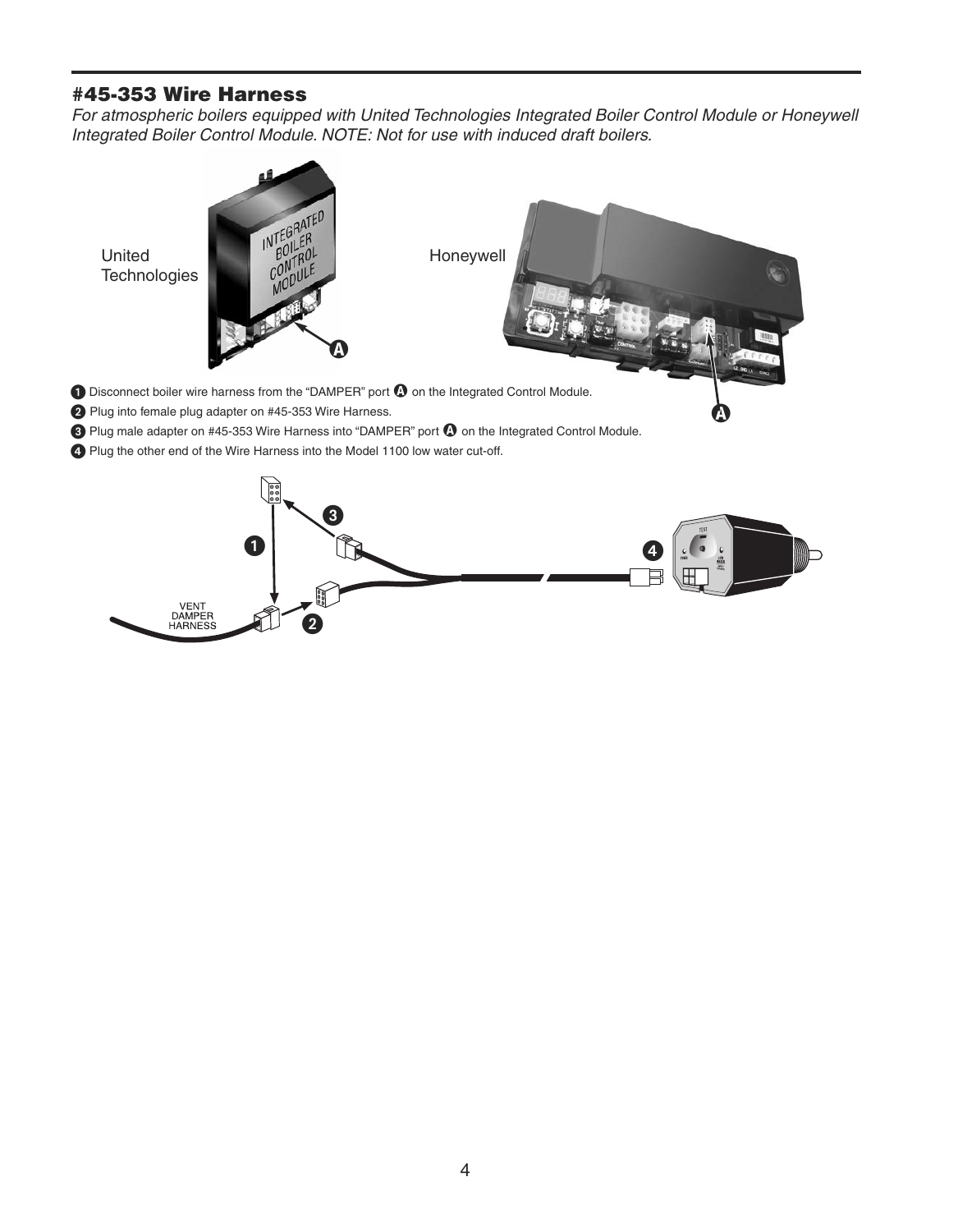## #45-353 Wire Harness

*For atmospheric boilers equipped with United Technologies Integrated Boiler Control Module or Honeywell Integrated Boiler Control Module. NOTE: Not for use with induced draft boilers.*

1. Disconnect boiler wire harness from the "DAMPER" port **A** on the Integrated Control Module.
2. Plug into female plug adapter on #45-353 Wire Harness.
3. Plug male adapter on #45-353 Wire Harness into "DAMPER" port **A** on the Integrated Control Module.
4. Plug the other end of the Wire Harness into the Model 1100 low water cut-off.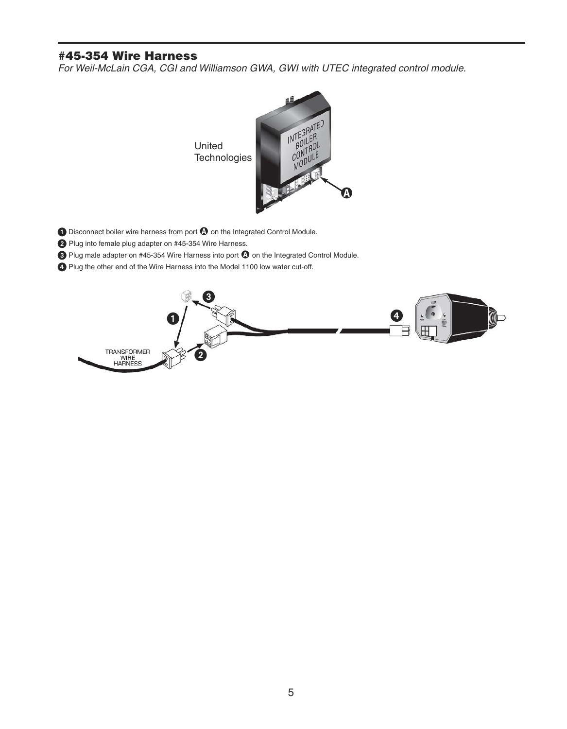## #45-354 Wire Harness

*For Weil-McLain CGA, CGI and Williamson GWA, GWI with UTEC integrated control module.*

1. Disconnect boiler wire harness from port **A** on the Integrated Control Module.
2. Plug into female plug adapter on #45-354 Wire Harness.
3. Plug male adapter on #45-354 Wire Harness into port **A** on the Integrated Control Module.
4. Plug the other end of the Wire Harness into the Model 1100 low water cut-off.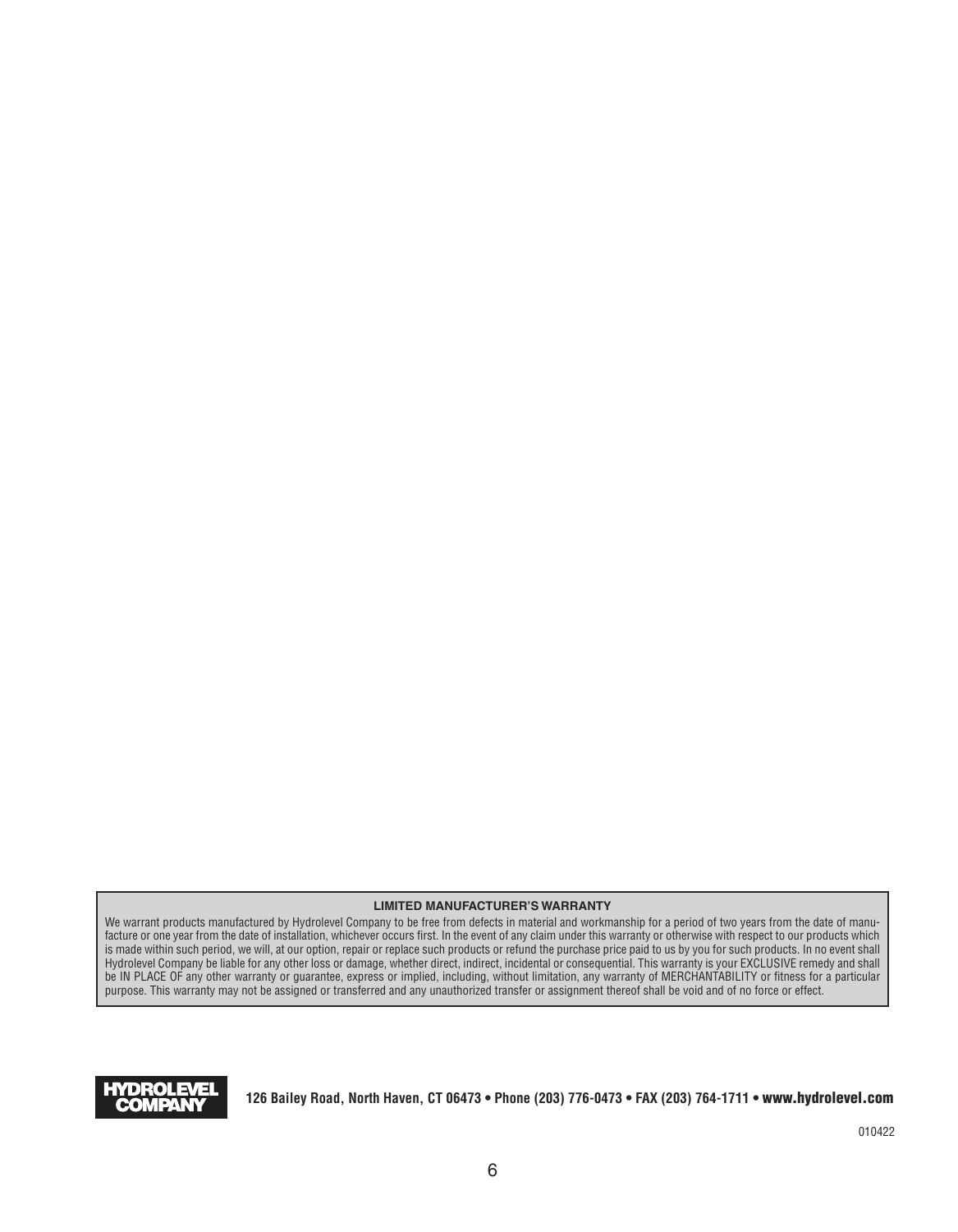**LIMITED MANUFACTURER'S WARRANTY**

We warrant products manufactured by Hydrolevel Company to be free from defects in material and workmanship for a period of two years from the date of manufacture or one year from the date of installation, whichever occurs first. In the event of any claim under this warranty or otherwise with respect to our products which is made within such period, we will, at our option, repair or replace such products or refund the purchase price paid to us by you for such products. In no event shall Hydrolevel Company be liable for any other loss or damage, whether direct, indirect, incidental or consequential. This warranty is your EXCLUSIVE remedy and shall be IN PLACE OF any other warranty or guarantee, express or implied, including, without limitation, any warranty of MERCHANTABILITY or fitness for a particular purpose. This warranty may not be assigned or transferred and any unauthorized transfer or assignment thereof shall be void and of no force or effect.

**HYDROLEVEL COMPANY**

**126 Bailey Road, North Haven, CT 06473 • Phone (203) 776-0473 • FAX (203) 764-1711 • www.hydrolevel.com**

010422